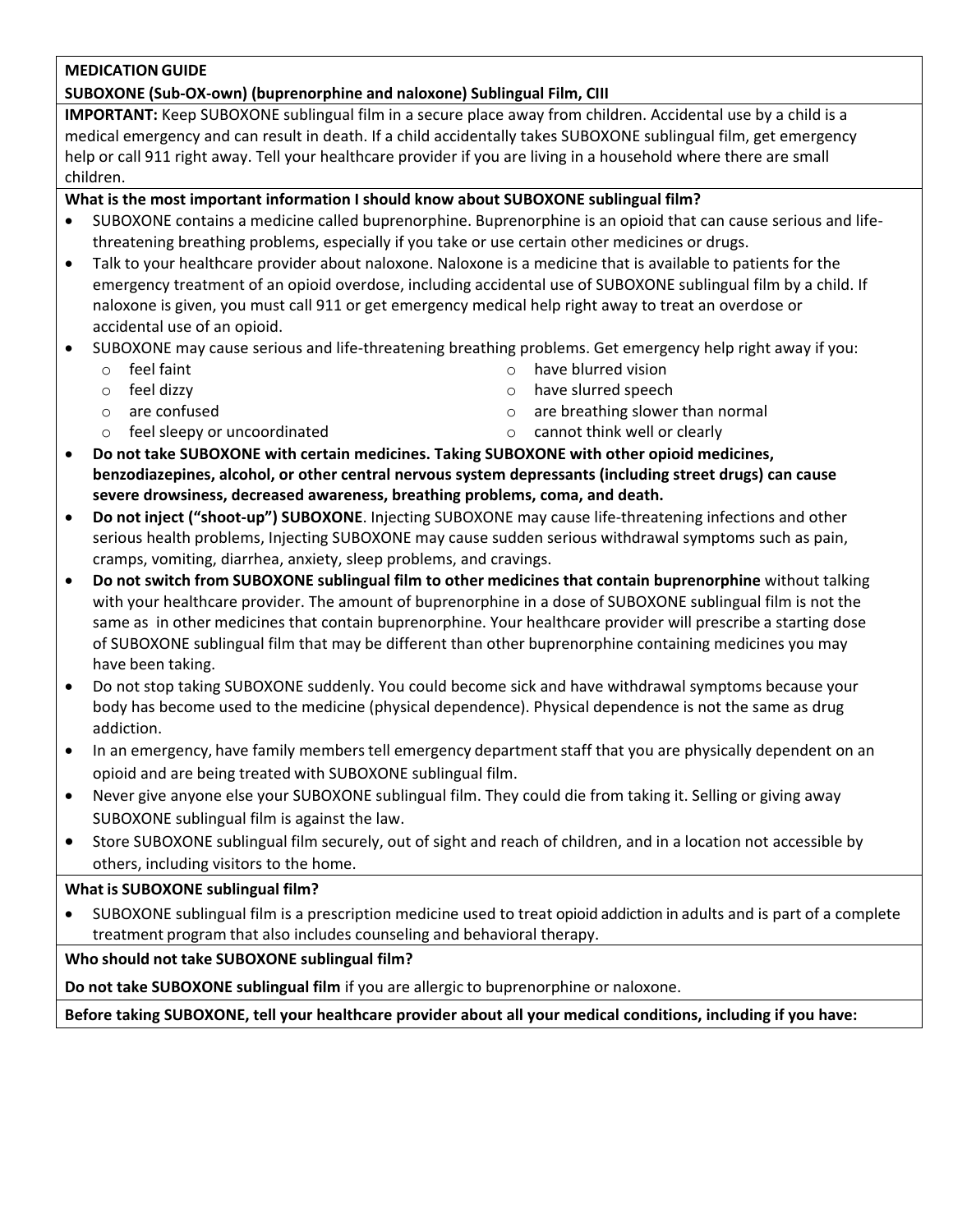**MEDICATION GUIDE**

**SUBOXONE (Sub-OX-own) (buprenorphine and naloxone) Sublingual Film, CIII**

**IMPORTANT:** Keep SUBOXONE sublingual film in a secure place away from children. Accidental use by a child is a medical emergency and can result in death. If a child accidentally takes SUBOXONE sublingual film, get emergency help or call 911 right away. Tell your healthcare provider if you are living in a household where there are small children.

**What is the most important information I should know about SUBOXONE sublingual film?**

- SUBOXONE contains a medicine called buprenorphine. Buprenorphine is an opioid that can cause serious and life-threatening breathing problems, especially if you take or use certain other medicines or drugs.
- Talk to your healthcare provider about naloxone. Naloxone is a medicine that is available to patients for the emergency treatment of an opioid overdose, including accidental use of SUBOXONE sublingual film by a child. If naloxone is given, you must call 911 or get emergency medical help right away to treat an overdose or accidental use of an opioid.
- SUBOXONE may cause serious and life-threatening breathing problems. Get emergency help right away if you:
  - feel faint
  - feel dizzy
  - are confused
  - feel sleepy or uncoordinated
  - have blurred vision
  - have slurred speech
  - are breathing slower than normal
  - cannot think well or clearly
- **Do not take SUBOXONE with certain medicines. Taking SUBOXONE with other opioid medicines, benzodiazepines, alcohol, or other central nervous system depressants (including street drugs) can cause severe drowsiness, decreased awareness, breathing problems, coma, and death.**
- **Do not inject ("shoot-up") SUBOXONE**. Injecting SUBOXONE may cause life-threatening infections and other serious health problems, Injecting SUBOXONE may cause sudden serious withdrawal symptoms such as pain, cramps, vomiting, diarrhea, anxiety, sleep problems, and cravings.
- **Do not switch from SUBOXONE sublingual film to other medicines that contain buprenorphine** without talking with your healthcare provider. The amount of buprenorphine in a dose of SUBOXONE sublingual film is not the same as in other medicines that contain buprenorphine. Your healthcare provider will prescribe a starting dose of SUBOXONE sublingual film that may be different than other buprenorphine containing medicines you may have been taking.
- Do not stop taking SUBOXONE suddenly. You could become sick and have withdrawal symptoms because your body has become used to the medicine (physical dependence). Physical dependence is not the same as drug addiction.
- In an emergency, have family members tell emergency department staff that you are physically dependent on an opioid and are being treated with SUBOXONE sublingual film.
- Never give anyone else your SUBOXONE sublingual film. They could die from taking it. Selling or giving away SUBOXONE sublingual film is against the law.
- Store SUBOXONE sublingual film securely, out of sight and reach of children, and in a location not accessible by others, including visitors to the home.

**What is SUBOXONE sublingual film?**

- SUBOXONE sublingual film is a prescription medicine used to treat opioid addiction in adults and is part of a complete treatment program that also includes counseling and behavioral therapy.

**Who should not take SUBOXONE sublingual film?**

**Do not take SUBOXONE sublingual film** if you are allergic to buprenorphine or naloxone.

**Before taking SUBOXONE, tell your healthcare provider about all your medical conditions, including if you have:**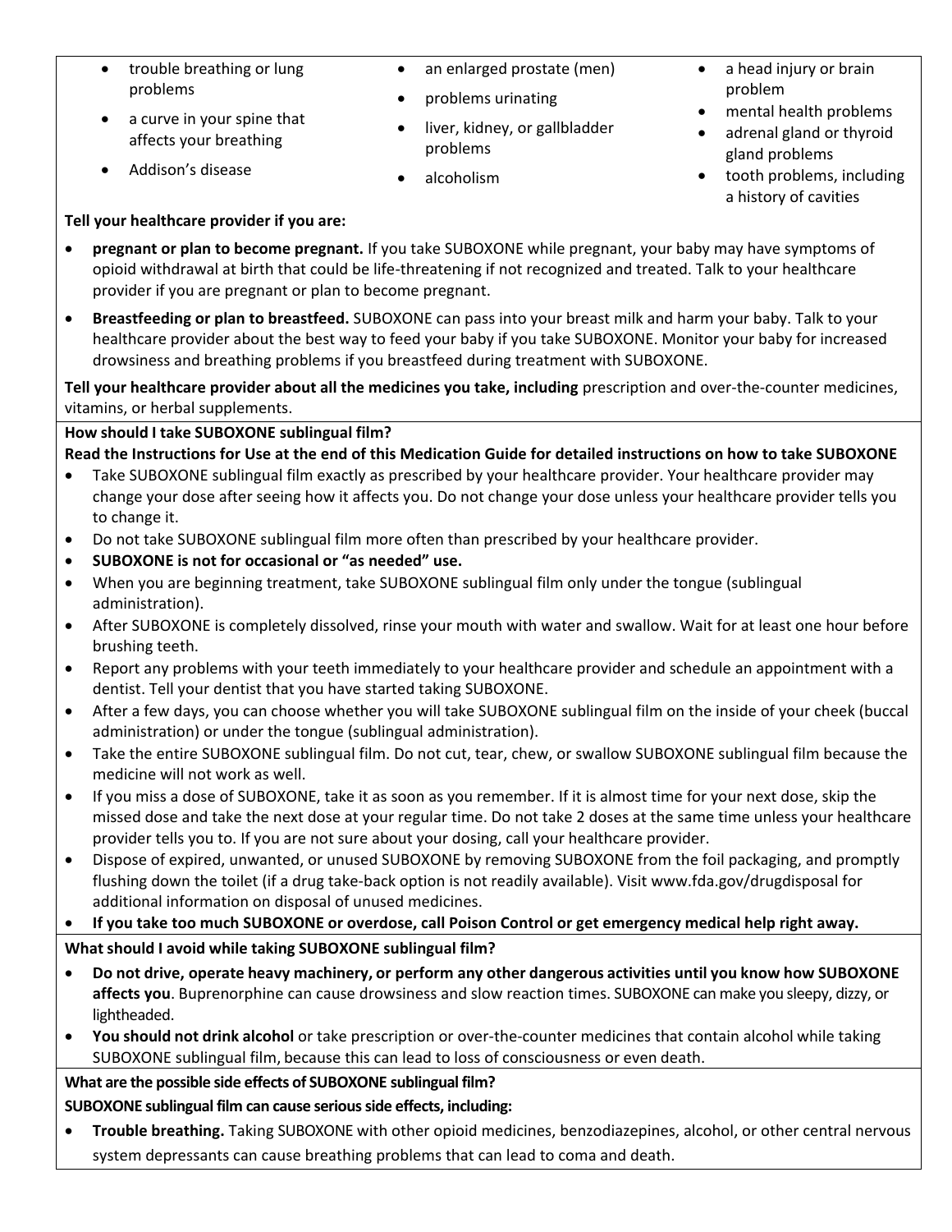- trouble breathing or lung problems
- a curve in your spine that affects your breathing
- Addison's disease
- an enlarged prostate (men)
- problems urinating
- liver, kidney, or gallbladder problems
- alcoholism
- a head injury or brain problem
- mental health problems
- adrenal gland or thyroid gland problems
- tooth problems, including a history of cavities

**Tell your healthcare provider if you are:**

- **pregnant or plan to become pregnant.** If you take SUBOXONE while pregnant, your baby may have symptoms of opioid withdrawal at birth that could be life-threatening if not recognized and treated. Talk to your healthcare provider if you are pregnant or plan to become pregnant.
- **Breastfeeding or plan to breastfeed.** SUBOXONE can pass into your breast milk and harm your baby. Talk to your healthcare provider about the best way to feed your baby if you take SUBOXONE. Monitor your baby for increased drowsiness and breathing problems if you breastfeed during treatment with SUBOXONE.

**Tell your healthcare provider about all the medicines you take, including** prescription and over-the-counter medicines, vitamins, or herbal supplements.

**How should I take SUBOXONE sublingual film?**

**Read the Instructions for Use at the end of this Medication Guide for detailed instructions on how to take SUBOXONE**

- Take SUBOXONE sublingual film exactly as prescribed by your healthcare provider. Your healthcare provider may change your dose after seeing how it affects you. Do not change your dose unless your healthcare provider tells you to change it.
- Do not take SUBOXONE sublingual film more often than prescribed by your healthcare provider.
- **SUBOXONE is not for occasional or "as needed" use.**
- When you are beginning treatment, take SUBOXONE sublingual film only under the tongue (sublingual administration).
- After SUBOXONE is completely dissolved, rinse your mouth with water and swallow. Wait for at least one hour before brushing teeth.
- Report any problems with your teeth immediately to your healthcare provider and schedule an appointment with a dentist. Tell your dentist that you have started taking SUBOXONE.
- After a few days, you can choose whether you will take SUBOXONE sublingual film on the inside of your cheek (buccal administration) or under the tongue (sublingual administration).
- Take the entire SUBOXONE sublingual film. Do not cut, tear, chew, or swallow SUBOXONE sublingual film because the medicine will not work as well.
- If you miss a dose of SUBOXONE, take it as soon as you remember. If it is almost time for your next dose, skip the missed dose and take the next dose at your regular time. Do not take 2 doses at the same time unless your healthcare provider tells you to. If you are not sure about your dosing, call your healthcare provider.
- Dispose of expired, unwanted, or unused SUBOXONE by removing SUBOXONE from the foil packaging, and promptly flushing down the toilet (if a drug take-back option is not readily available). Visit www.fda.gov/drugdisposal for additional information on disposal of unused medicines.
- **If you take too much SUBOXONE or overdose, call Poison Control or get emergency medical help right away.**

**What should I avoid while taking SUBOXONE sublingual film?**

- **Do not drive, operate heavy machinery, or perform any other dangerous activities until you know how SUBOXONE affects you**. Buprenorphine can cause drowsiness and slow reaction times. SUBOXONE can make you sleepy, dizzy, or lightheaded.
- **You should not drink alcohol** or take prescription or over-the-counter medicines that contain alcohol while taking SUBOXONE sublingual film, because this can lead to loss of consciousness or even death.

**What are the possible side effects of SUBOXONE sublingual film?**

**SUBOXONE sublingual film can cause serious side effects, including:**

- **Trouble breathing.** Taking SUBOXONE with other opioid medicines, benzodiazepines, alcohol, or other central nervous system depressants can cause breathing problems that can lead to coma and death.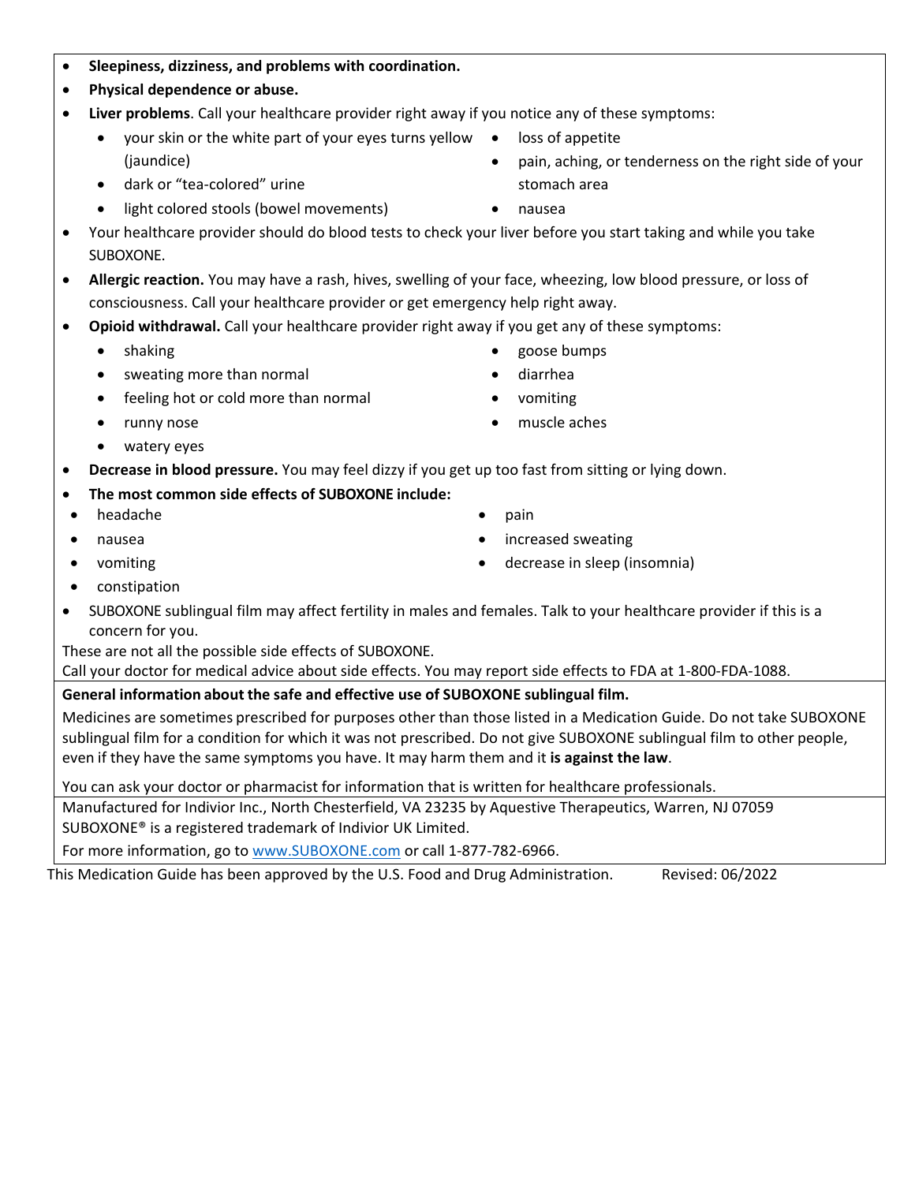- **Sleepiness, dizziness, and problems with coordination.**
- **Physical dependence or abuse.**
- **Liver problems**. Call your healthcare provider right away if you notice any of these symptoms:
  - your skin or the white part of your eyes turns yellow (jaundice)
  - dark or "tea-colored" urine
  - light colored stools (bowel movements)
  - loss of appetite
  - pain, aching, or tenderness on the right side of your stomach area
  - nausea
- Your healthcare provider should do blood tests to check your liver before you start taking and while you take SUBOXONE.
- **Allergic reaction.** You may have a rash, hives, swelling of your face, wheezing, low blood pressure, or loss of consciousness. Call your healthcare provider or get emergency help right away.
- **Opioid withdrawal.** Call your healthcare provider right away if you get any of these symptoms:
  - shaking
  - sweating more than normal
  - feeling hot or cold more than normal
  - runny nose
  - watery eyes
  - goose bumps
  - diarrhea
  - vomiting
  - muscle aches
- **Decrease in blood pressure.** You may feel dizzy if you get up too fast from sitting or lying down.
- **The most common side effects of SUBOXONE include:**
  - headache
  - nausea
  - vomiting
  - constipation
  - pain
  - increased sweating
  - decrease in sleep (insomnia)
- SUBOXONE sublingual film may affect fertility in males and females. Talk to your healthcare provider if this is a concern for you.

These are not all the possible side effects of SUBOXONE.

Call your doctor for medical advice about side effects. You may report side effects to FDA at 1-800-FDA-1088.

**General information about the safe and effective use of SUBOXONE sublingual film.**

Medicines are sometimes prescribed for purposes other than those listed in a Medication Guide. Do not take SUBOXONE sublingual film for a condition for which it was not prescribed. Do not give SUBOXONE sublingual film to other people, even if they have the same symptoms you have. It may harm them and it **is against the law**.

You can ask your doctor or pharmacist for information that is written for healthcare professionals.

Manufactured for Indivior Inc., North Chesterfield, VA 23235 by Aquestive Therapeutics, Warren, NJ 07059

SUBOXONE® is a registered trademark of Indivior UK Limited.

For more information, go to www.SUBOXONE.com or call 1-877-782-6966.

This Medication Guide has been approved by the U.S. Food and Drug Administration. Revised: 06/2022